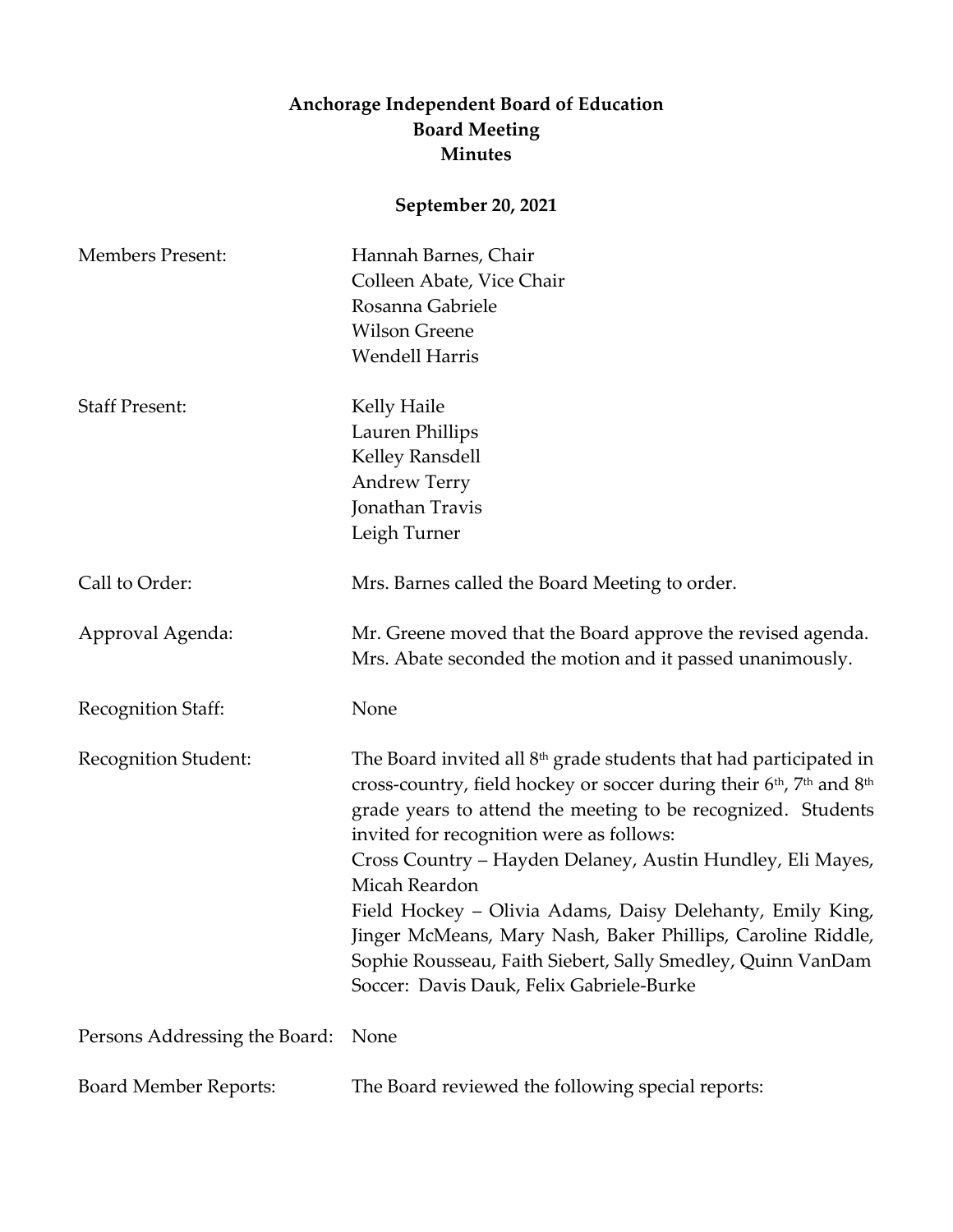# Anchorage Independent Board of Education
## Board Meeting
## Minutes

**September 20, 2021**

| | |
|---|---|
| Members Present: | Hannah Barnes, Chair<br>Colleen Abate, Vice Chair<br>Rosanna Gabriele<br>Wilson Greene<br>Wendell Harris |
| Staff Present: | Kelly Haile<br>Lauren Phillips<br>Kelley Ransdell<br>Andrew Terry<br>Jonathan Travis<br>Leigh Turner |
| Call to Order: | Mrs. Barnes called the Board Meeting to order. |
| Approval Agenda: | Mr. Greene moved that the Board approve the revised agenda. Mrs. Abate seconded the motion and it passed unanimously. |
| Recognition Staff: | None |
| Recognition Student: | The Board invited all 8th grade students that had participated in cross-country, field hockey or soccer during their 6th, 7th and 8th grade years to attend the meeting to be recognized. Students invited for recognition were as follows:<br>Cross Country – Hayden Delaney, Austin Hundley, Eli Mayes, Micah Reardon<br>Field Hockey – Olivia Adams, Daisy Delehanty, Emily King, Jinger McMeans, Mary Nash, Baker Phillips, Caroline Riddle, Sophie Rousseau, Faith Siebert, Sally Smedley, Quinn VanDam<br>Soccer: Davis Dauk, Felix Gabriele-Burke |
| Persons Addressing the Board: | None |
| Board Member Reports: | The Board reviewed the following special reports: |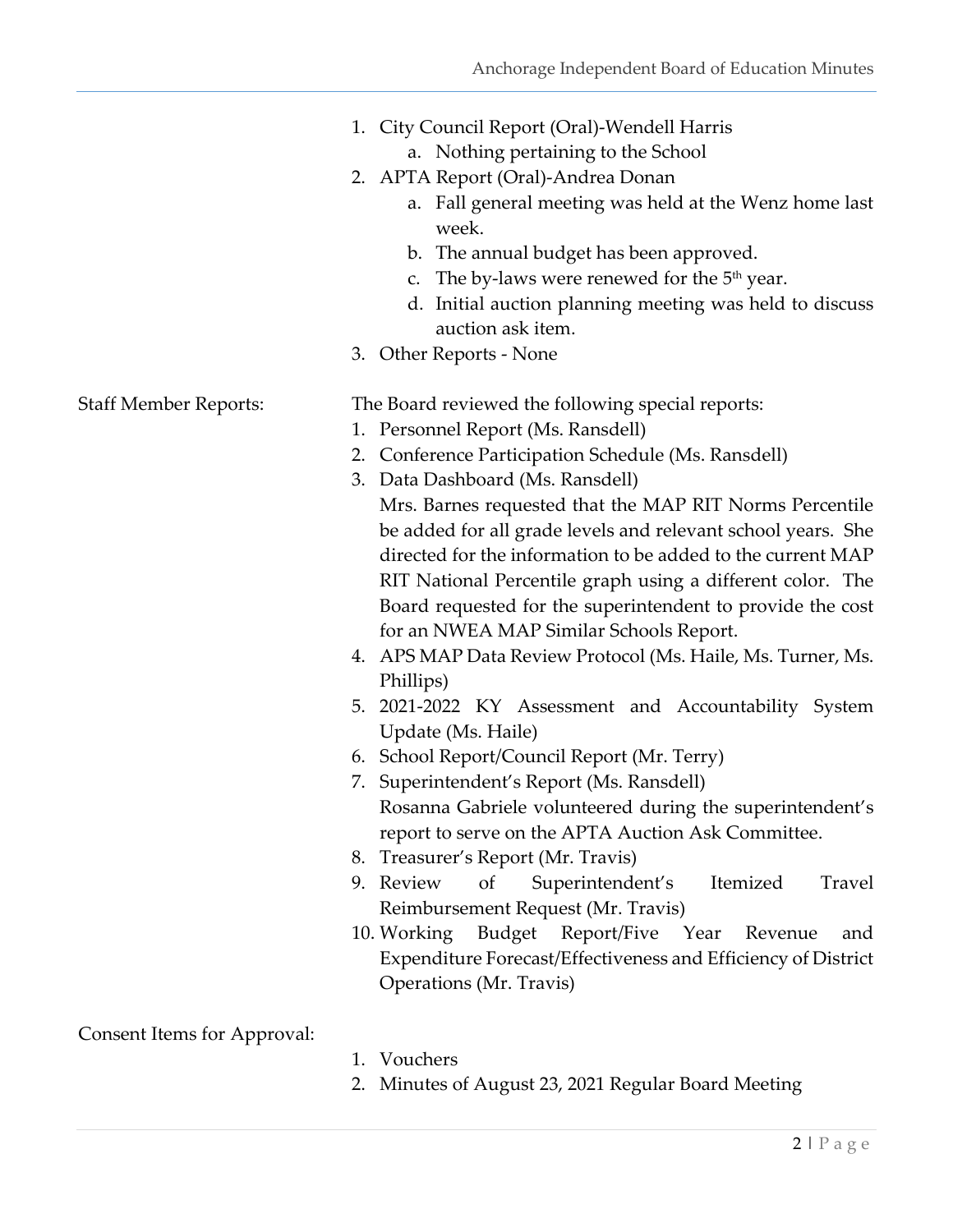1. City Council Report (Oral)-Wendell Harris
   a. Nothing pertaining to the School
2. APTA Report (Oral)-Andrea Donan
   a. Fall general meeting was held at the Wenz home last week.
   b. The annual budget has been approved.
   c. The by-laws were renewed for the 5th year.
   d. Initial auction planning meeting was held to discuss auction ask item.
3. Other Reports - None

Staff Member Reports:

The Board reviewed the following special reports:

1. Personnel Report (Ms. Ransdell)
2. Conference Participation Schedule (Ms. Ransdell)
3. Data Dashboard (Ms. Ransdell)
   Mrs. Barnes requested that the MAP RIT Norms Percentile be added for all grade levels and relevant school years. She directed for the information to be added to the current MAP RIT National Percentile graph using a different color. The Board requested for the superintendent to provide the cost for an NWEA MAP Similar Schools Report.
4. APS MAP Data Review Protocol (Ms. Haile, Ms. Turner, Ms. Phillips)
5. 2021-2022 KY Assessment and Accountability System Update (Ms. Haile)
6. School Report/Council Report (Mr. Terry)
7. Superintendent's Report (Ms. Ransdell)
   Rosanna Gabriele volunteered during the superintendent's report to serve on the APTA Auction Ask Committee.
8. Treasurer's Report (Mr. Travis)
9. Review of Superintendent's Itemized Travel Reimbursement Request (Mr. Travis)
10. Working Budget Report/Five Year Revenue and Expenditure Forecast/Effectiveness and Efficiency of District Operations (Mr. Travis)

Consent Items for Approval:

1. Vouchers
2. Minutes of August 23, 2021 Regular Board Meeting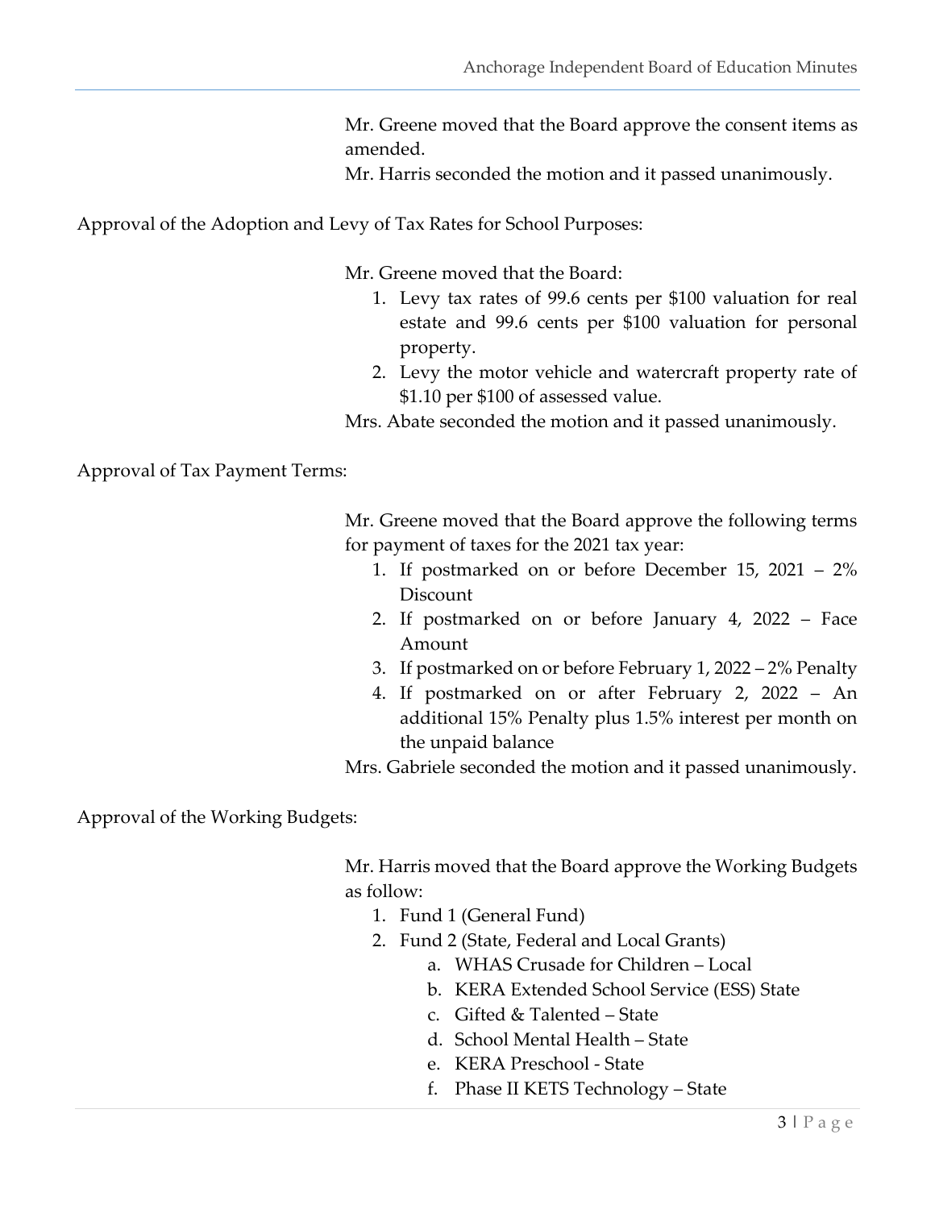Mr. Greene moved that the Board approve the consent items as amended.
Mr. Harris seconded the motion and it passed unanimously.

Approval of the Adoption and Levy of Tax Rates for School Purposes:

Mr. Greene moved that the Board:

1. Levy tax rates of 99.6 cents per $100 valuation for real estate and 99.6 cents per $100 valuation for personal property.
2. Levy the motor vehicle and watercraft property rate of $1.10 per $100 of assessed value.

Mrs. Abate seconded the motion and it passed unanimously.

Approval of Tax Payment Terms:

Mr. Greene moved that the Board approve the following terms for payment of taxes for the 2021 tax year:

1. If postmarked on or before December 15, 2021 – 2% Discount
2. If postmarked on or before January 4, 2022 – Face Amount
3. If postmarked on or before February 1, 2022 – 2% Penalty
4. If postmarked on or after February 2, 2022 – An additional 15% Penalty plus 1.5% interest per month on the unpaid balance

Mrs. Gabriele seconded the motion and it passed unanimously.

Approval of the Working Budgets:

Mr. Harris moved that the Board approve the Working Budgets as follow:

1. Fund 1 (General Fund)
2. Fund 2 (State, Federal and Local Grants)
   a. WHAS Crusade for Children – Local
   b. KERA Extended School Service (ESS) State
   c. Gifted & Talented – State
   d. School Mental Health – State
   e. KERA Preschool - State
   f. Phase II KETS Technology – State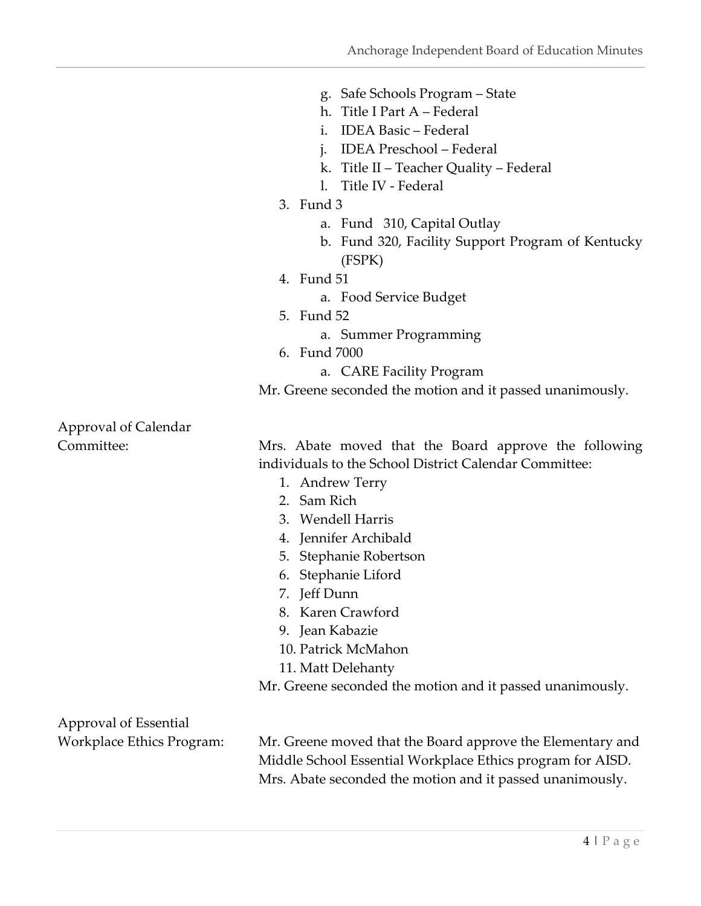g. Safe Schools Program – State
h. Title I Part A – Federal
i. IDEA Basic – Federal
j. IDEA Preschool – Federal
k. Title II – Teacher Quality – Federal
l. Title IV - Federal

3. Fund 3
   a. Fund 310, Capital Outlay
   b. Fund 320, Facility Support Program of Kentucky (FSPK)
4. Fund 51
   a. Food Service Budget
5. Fund 52
   a. Summer Programming
6. Fund 7000
   a. CARE Facility Program

Mr. Greene seconded the motion and it passed unanimously.

Approval of Calendar Committee: Mrs. Abate moved that the Board approve the following individuals to the School District Calendar Committee:

1. Andrew Terry
2. Sam Rich
3. Wendell Harris
4. Jennifer Archibald
5. Stephanie Robertson
6. Stephanie Liford
7. Jeff Dunn
8. Karen Crawford
9. Jean Kabazie
10. Patrick McMahon
11. Matt Delehanty

Mr. Greene seconded the motion and it passed unanimously.

Approval of Essential Workplace Ethics Program: Mr. Greene moved that the Board approve the Elementary and Middle School Essential Workplace Ethics program for AISD. Mrs. Abate seconded the motion and it passed unanimously.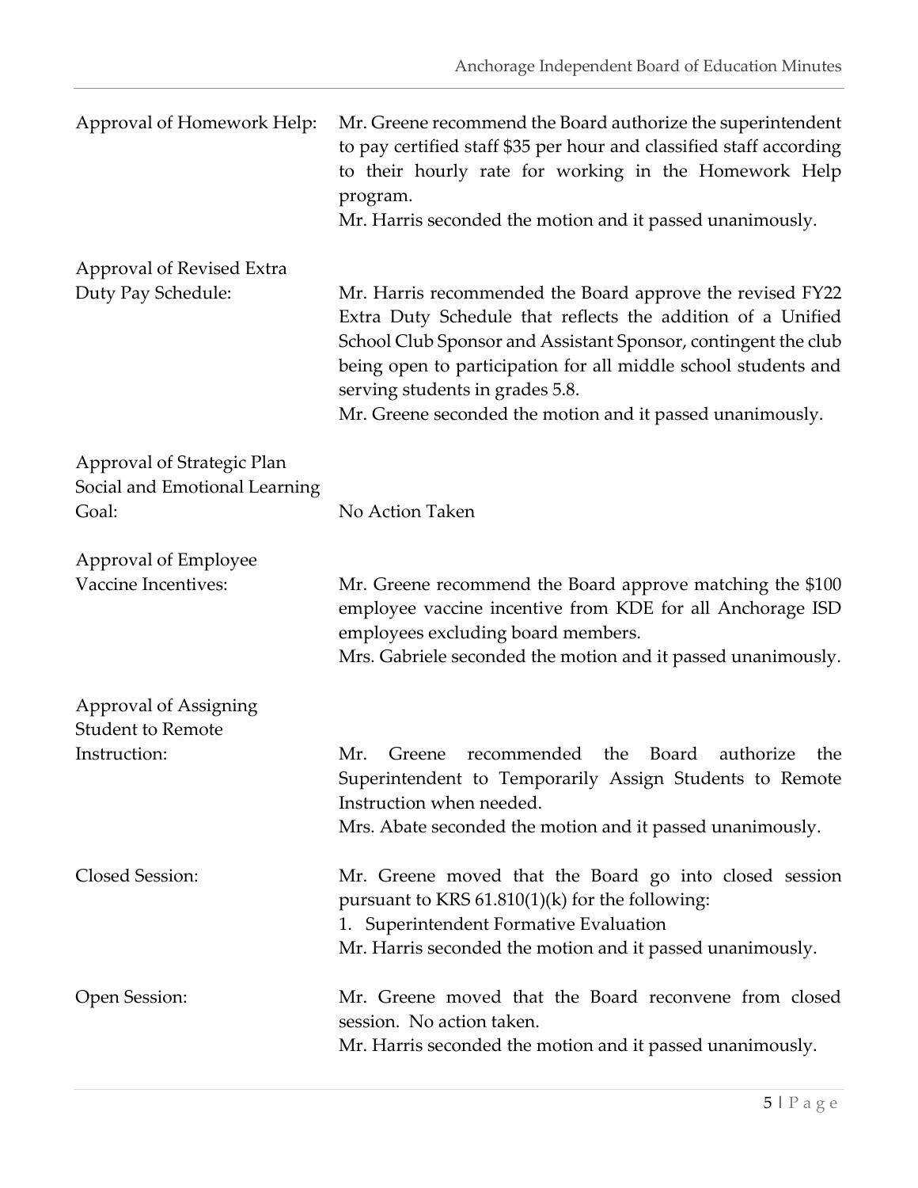**Approval of Homework Help:** Mr. Greene recommend the Board authorize the superintendent to pay certified staff $35 per hour and classified staff according to their hourly rate for working in the Homework Help program.
Mr. Harris seconded the motion and it passed unanimously.

**Approval of Revised Extra Duty Pay Schedule:** Mr. Harris recommended the Board approve the revised FY22 Extra Duty Schedule that reflects the addition of a Unified School Club Sponsor and Assistant Sponsor, contingent the club being open to participation for all middle school students and serving students in grades 5.8.
Mr. Greene seconded the motion and it passed unanimously.

**Approval of Strategic Plan Social and Emotional Learning Goal:** No Action Taken

**Approval of Employee Vaccine Incentives:** Mr. Greene recommend the Board approve matching the $100 employee vaccine incentive from KDE for all Anchorage ISD employees excluding board members.
Mrs. Gabriele seconded the motion and it passed unanimously.

**Approval of Assigning Student to Remote Instruction:** Mr. Greene recommended the Board authorize the Superintendent to Temporarily Assign Students to Remote Instruction when needed.
Mrs. Abate seconded the motion and it passed unanimously.

**Closed Session:** Mr. Greene moved that the Board go into closed session pursuant to KRS 61.810(1)(k) for the following:

1. Superintendent Formative Evaluation

Mr. Harris seconded the motion and it passed unanimously.

**Open Session:** Mr. Greene moved that the Board reconvene from closed session. No action taken.
Mr. Harris seconded the motion and it passed unanimously.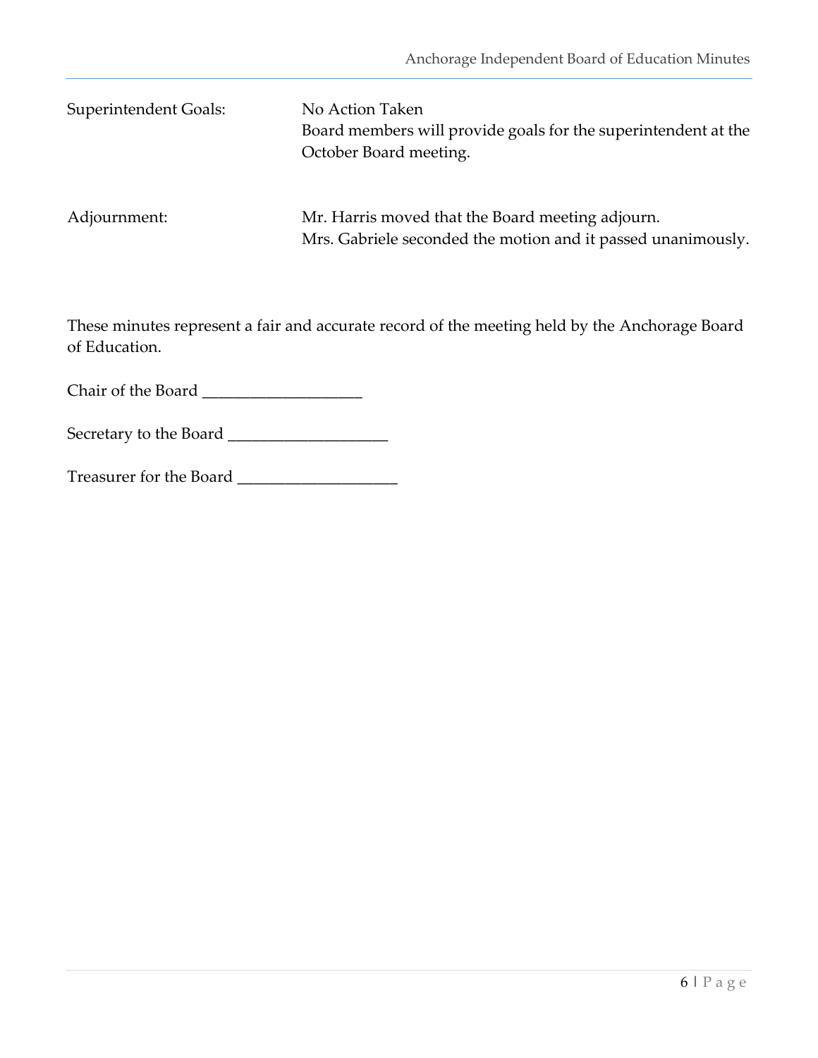| | |
|---|---|
| Superintendent Goals: | No Action Taken<br>Board members will provide goals for the superintendent at the October Board meeting. |
| Adjournment: | Mr. Harris moved that the Board meeting adjourn.<br>Mrs. Gabriele seconded the motion and it passed unanimously. |

These minutes represent a fair and accurate record of the meeting held by the Anchorage Board of Education.

Chair of the Board ____________________

Secretary to the Board ____________________

Treasurer for the Board ____________________